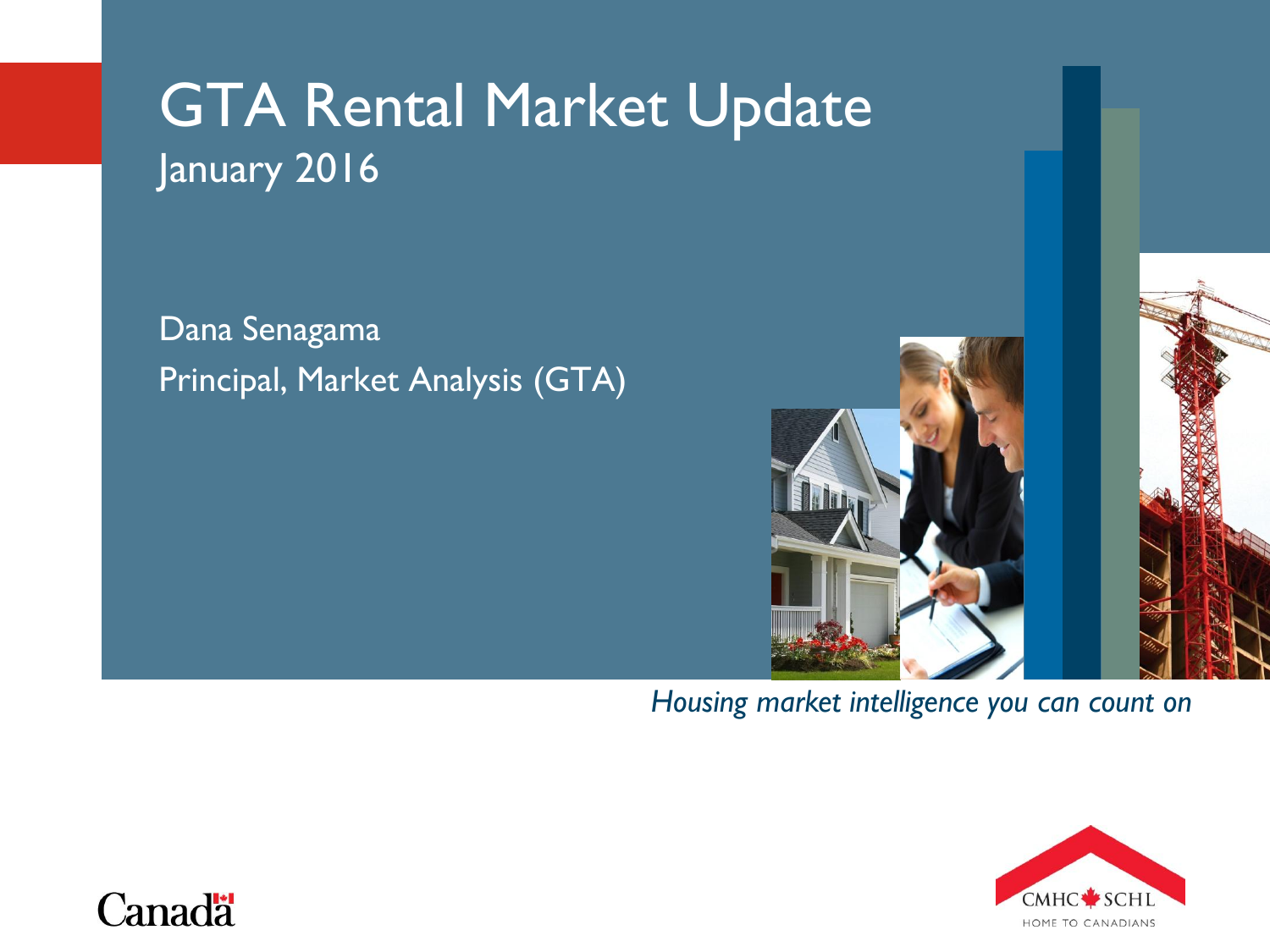# GTA Rental Market Update

January 2016

Dana Senagama

Principal, Market Analysis (GTA)

*Housing market intelligence you can count on*

CMHC SCHL

HOME TO CANADIANS

Canada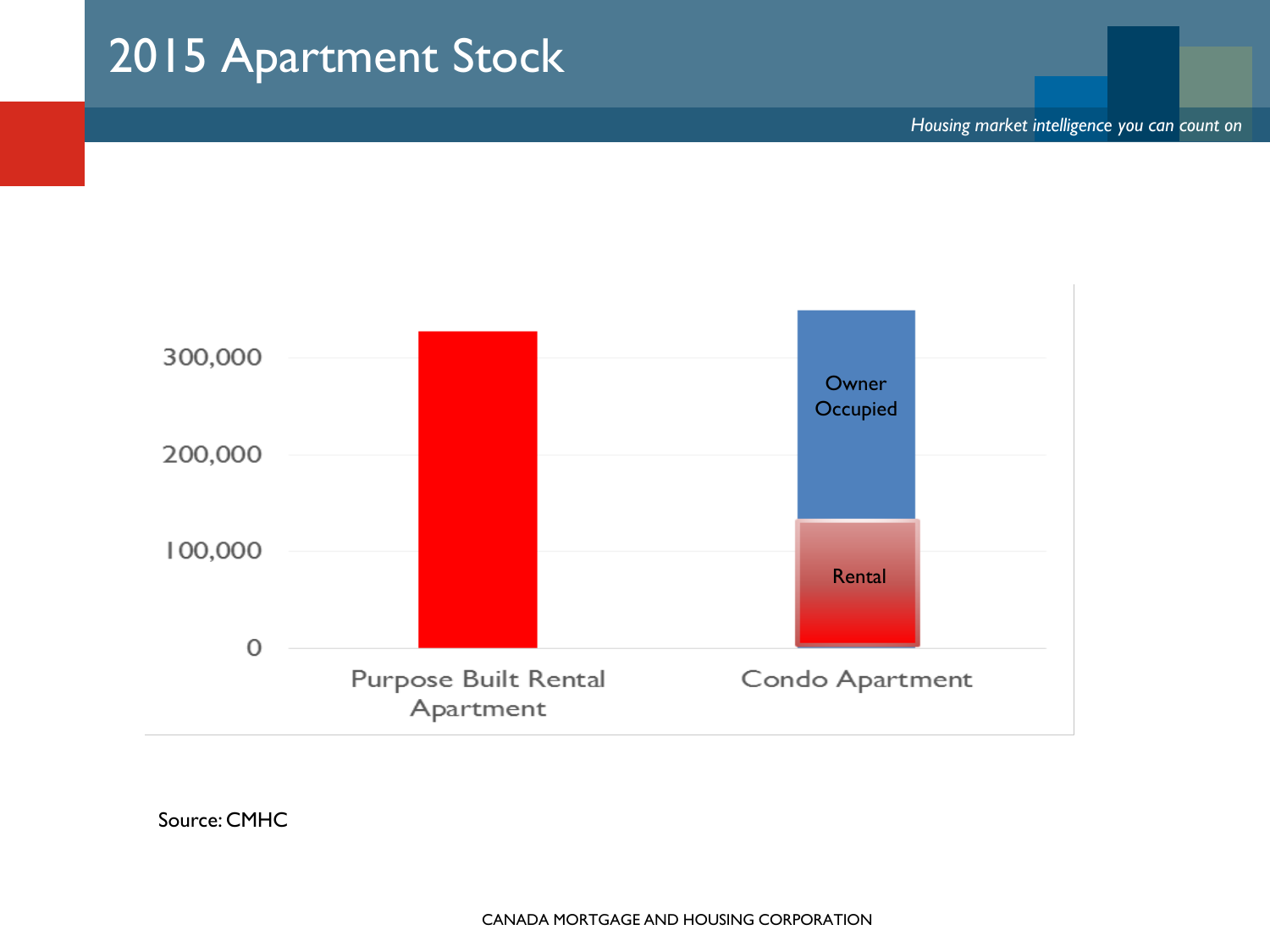# 2015 Apartment Stock

*Housing market intelligence you can count on*

300,000
200,000
100,000
0

Purpose Built Rental Apartment

Condo Apartment

Owner Occupied

Rental

Source: CMHC

CANADA MORTGAGE AND HOUSING CORPORATION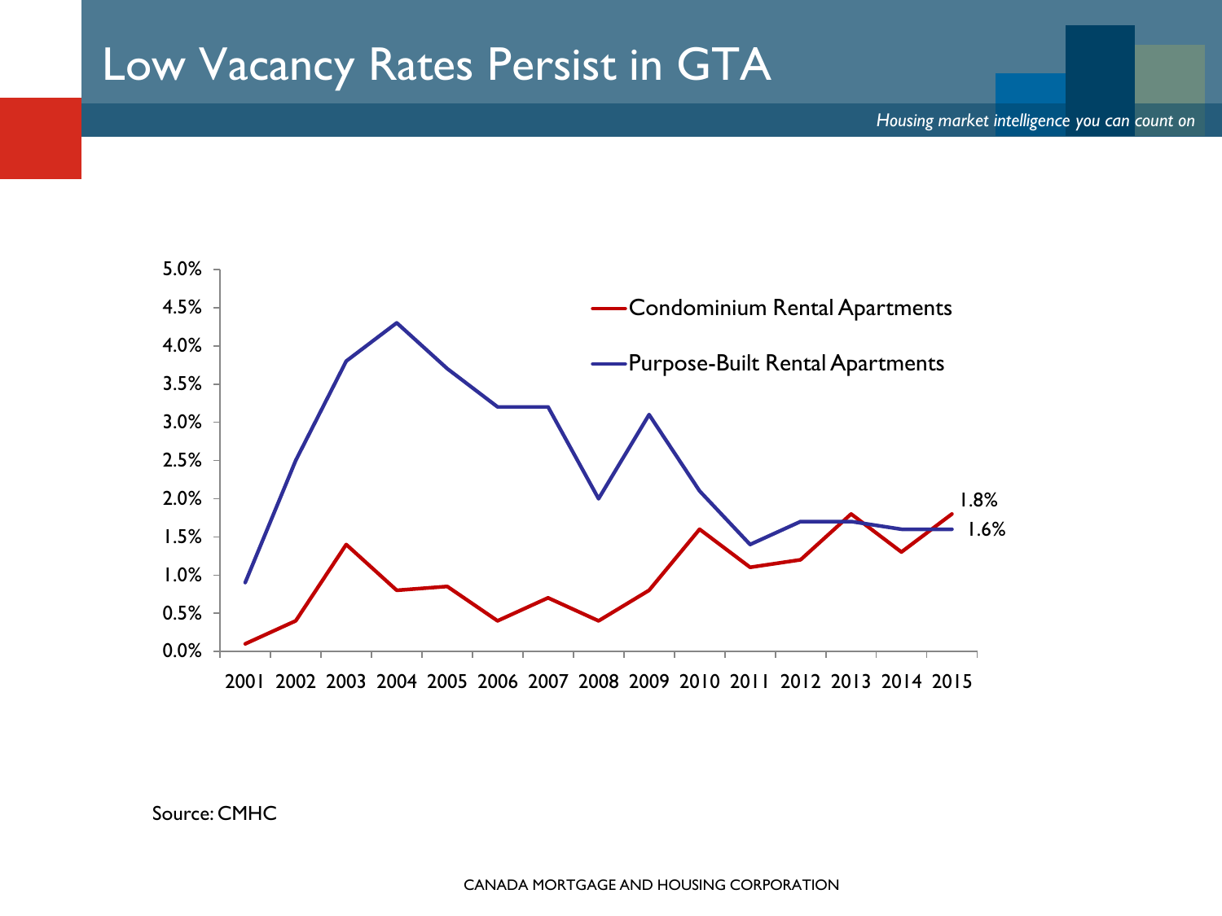# Low Vacancy Rates Persist in GTA

*Housing market intelligence you can count on*

| Year | Condominium Rental Apartments | Purpose-Built Rental Apartments |
|---|---|---|
| 2001 | | |
| 2002 | | |
| 2003 | | |
| 2004 | | |
| 2005 | | |
| 2006 | | |
| 2007 | | |
| 2008 | | |
| 2009 | | |
| 2010 | | |
| 2011 | | |
| 2012 | | |
| 2013 | | |
| 2014 | | |
| 2015 | 1.8% | 1.6% |

Source: CMHC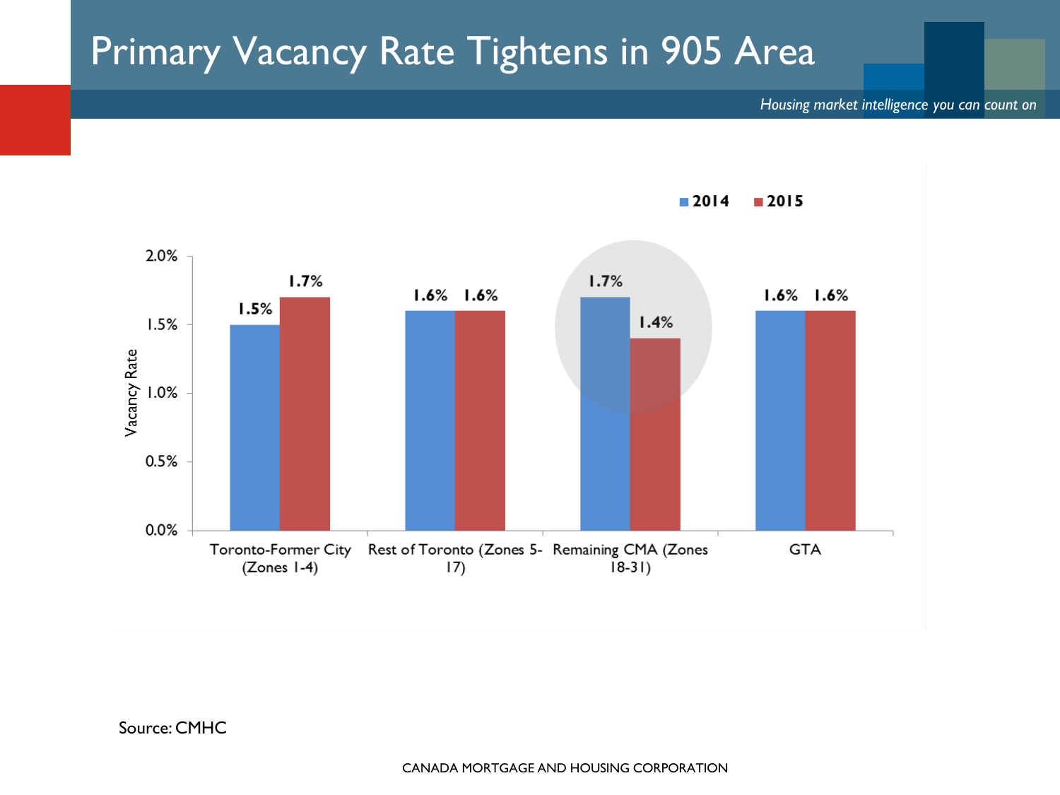# Primary Vacancy Rate Tightens in 905 Area

*Housing market intelligence you can count on*

| | 2014 | 2015 |
|---|---|---|
| Toronto-Former City (Zones 1-4) | 1.5% | 1.7% |
| Rest of Toronto (Zones 5-17) | 1.6% | 1.6% |
| Remaining CMA (Zones 18-31) | 1.7% | 1.4% |
| GTA | 1.6% | 1.6% |

Source: CMHC

CANADA MORTGAGE AND HOUSING CORPORATION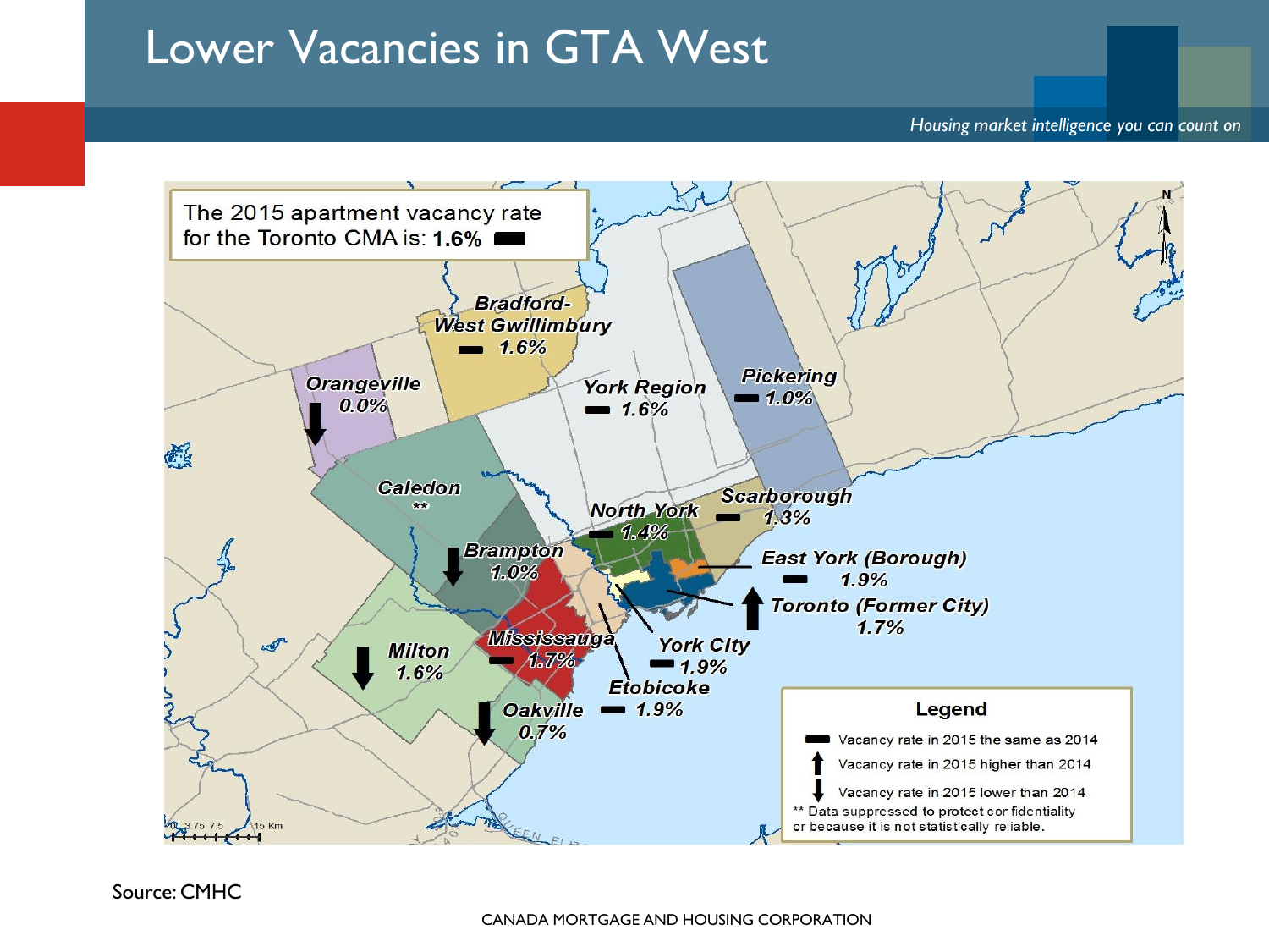# Lower Vacancies in GTA West

*Housing market intelligence you can count on*

The 2015 apartment vacancy rate for the Toronto CMA is: **1.6%** ▬

| Area | 2015 Vacancy Rate | Change vs 2014 |
|---|---|---|
| Bradford-West Gwillimbury | 1.6% | Same |
| Orangeville | 0.0% | Lower |
| York Region | 1.6% | Same |
| Pickering | 1.0% | Same |
| Caledon | ** | |
| Brampton | 1.0% | Lower |
| North York | 1.4% | Same |
| Scarborough | 1.3% | Same |
| East York (Borough) | 1.9% | Same |
| Toronto (Former City) | 1.7% | Higher |
| Mississauga | 1.7% | Same |
| York City | 1.9% | Same |
| Milton | 1.6% | Lower |
| Etobicoke | 1.9% | Same |
| Oakville | 0.7% | Lower |

**Legend**

- ▬ Vacancy rate in 2015 the same as 2014
- ↑ Vacancy rate in 2015 higher than 2014
- ↓ Vacancy rate in 2015 lower than 2014
- ** Data suppressed to protect confidentiality or because it is not statistically reliable.

Source: CMHC

CANADA MORTGAGE AND HOUSING CORPORATION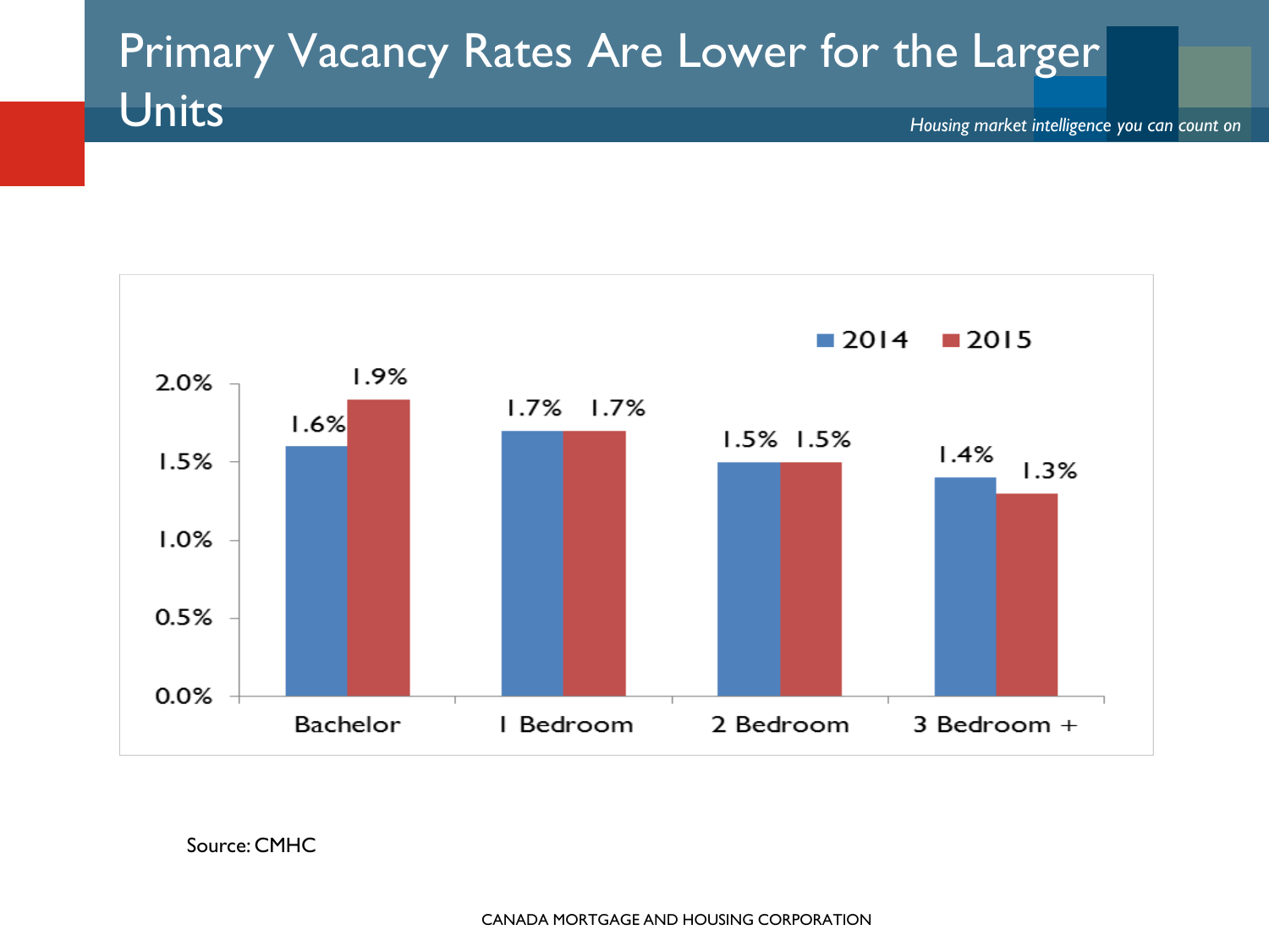# Primary Vacancy Rates Are Lower for the Larger Units

| | 2014 | 2015 |
|---|---|---|
| Bachelor | 1.6% | 1.9% |
| 1 Bedroom | 1.7% | 1.7% |
| 2 Bedroom | 1.5% | 1.5% |
| 3 Bedroom + | 1.4% | 1.3% |

Source: CMHC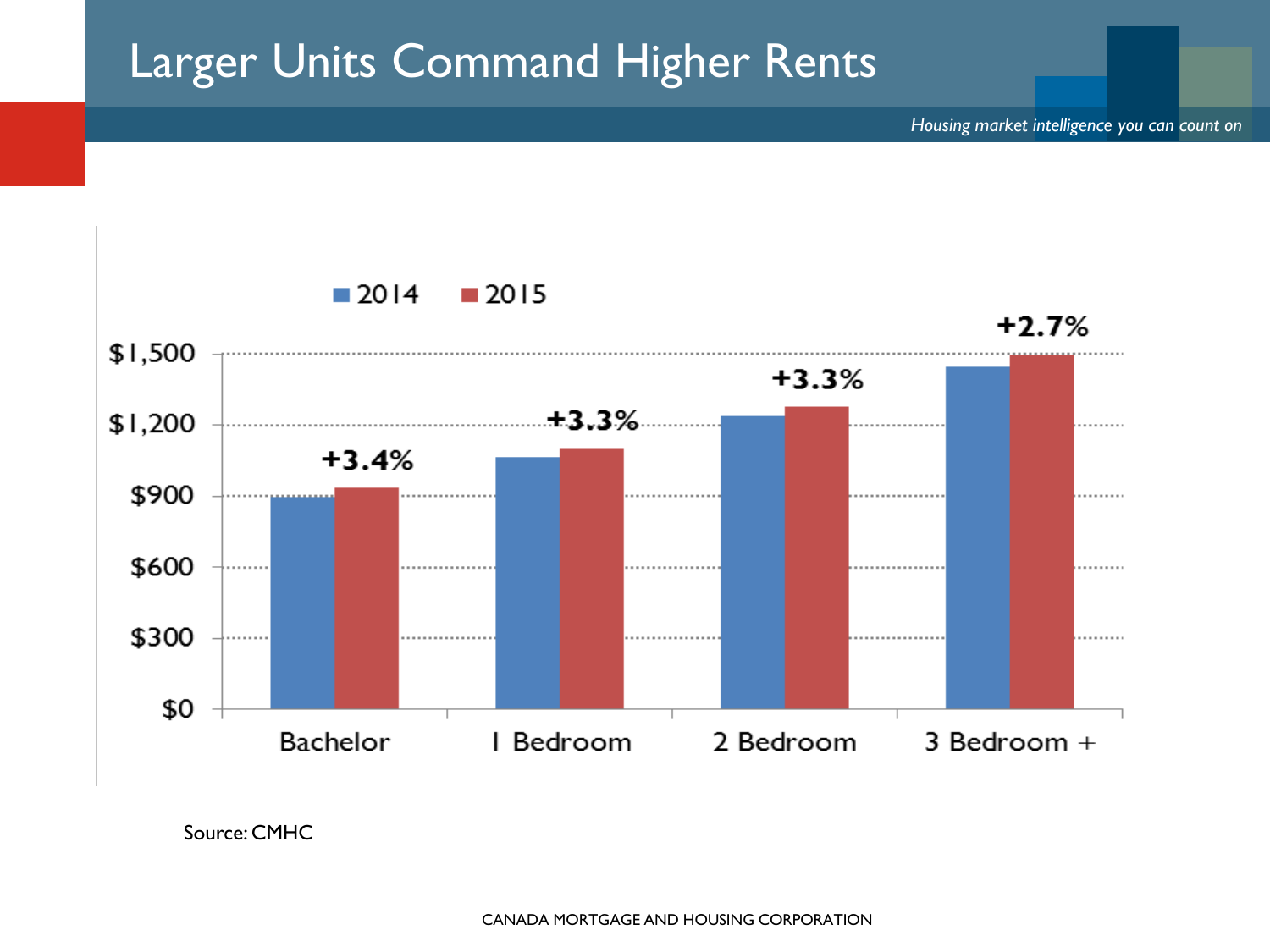# Larger Units Command Higher Rents

*Housing market intelligence you can count on*

| | 2014 | 2015 | Change |
|---|---|---|---|
| Bachelor | | | +3.4% |
| 1 Bedroom | | | +3.3% |
| 2 Bedroom | | | +3.3% |
| 3 Bedroom + | | | +2.7% |

Source: CMHC

CANADA MORTGAGE AND HOUSING CORPORATION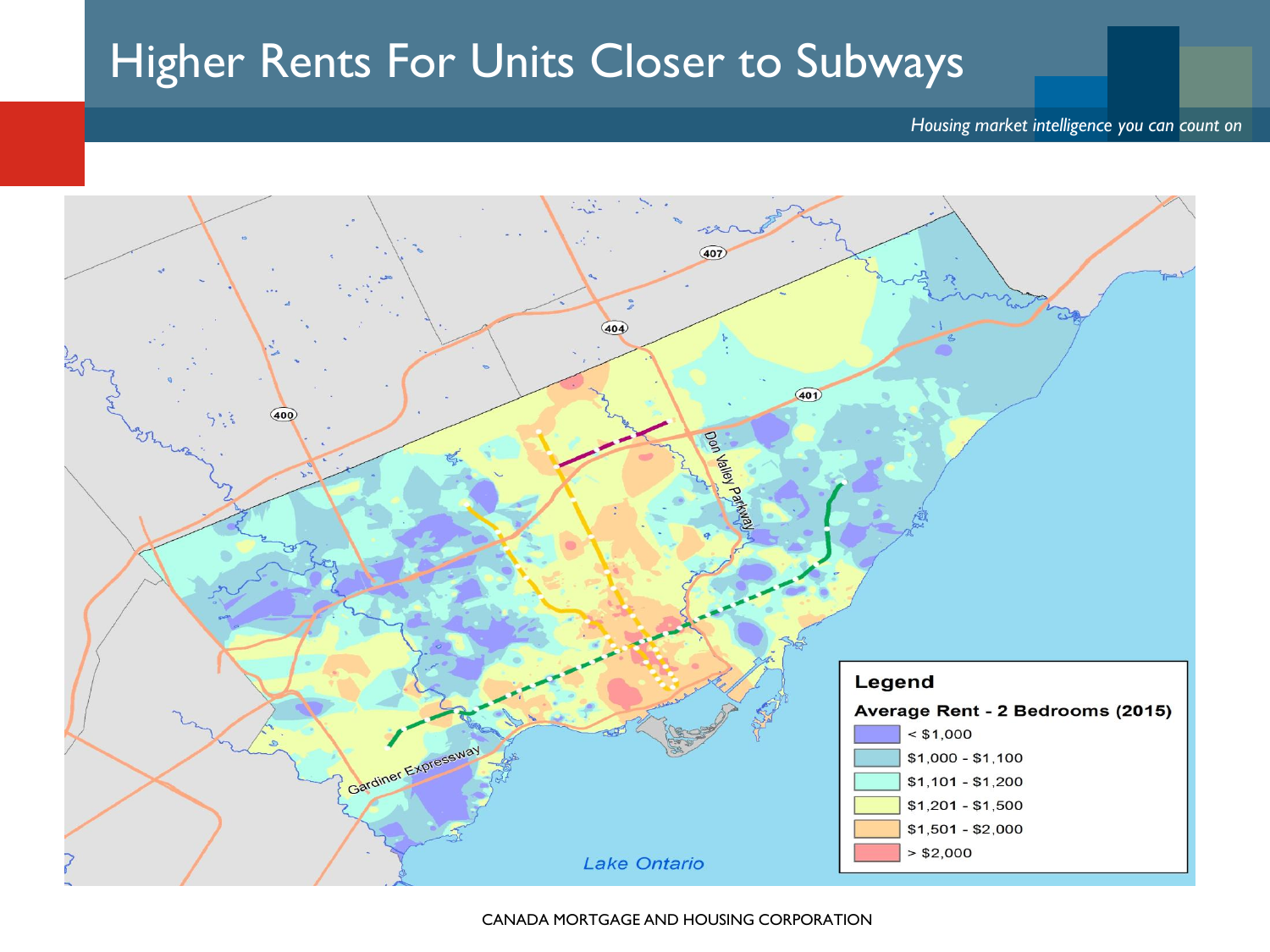# Higher Rents For Units Closer to Subways

**Legend**

**Average Rent - 2 Bedrooms (2015)**

- < $1,000
- $1,000 - $1,100
- $1,101 - $1,200
- $1,201 - $1,500
- $1,501 - $2,000
- > $2,000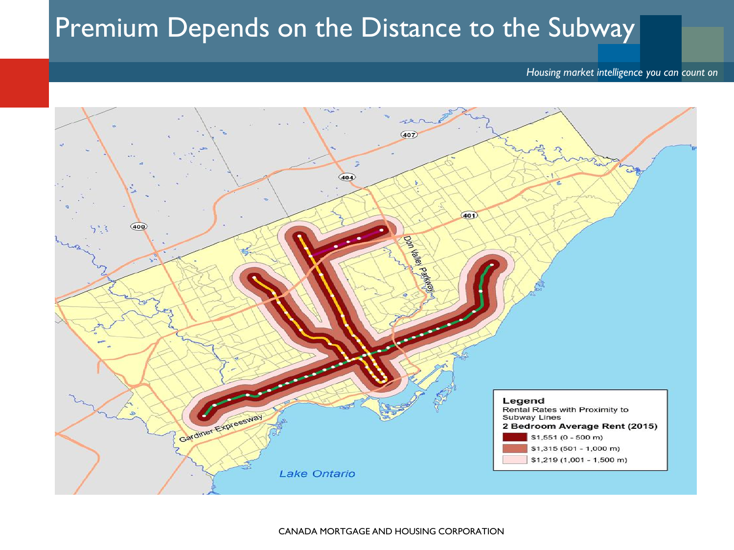# Premium Depends on the Distance to the Subway

*Housing market intelligence you can count on*

**Legend**

Rental Rates with Proximity to Subway Lines

**2 Bedroom Average Rent (2015)**

- $1,551 (0 - 500 m)
- $1,315 (501 - 1,000 m)
- $1,219 (1,001 - 1,500 m)

CANADA MORTGAGE AND HOUSING CORPORATION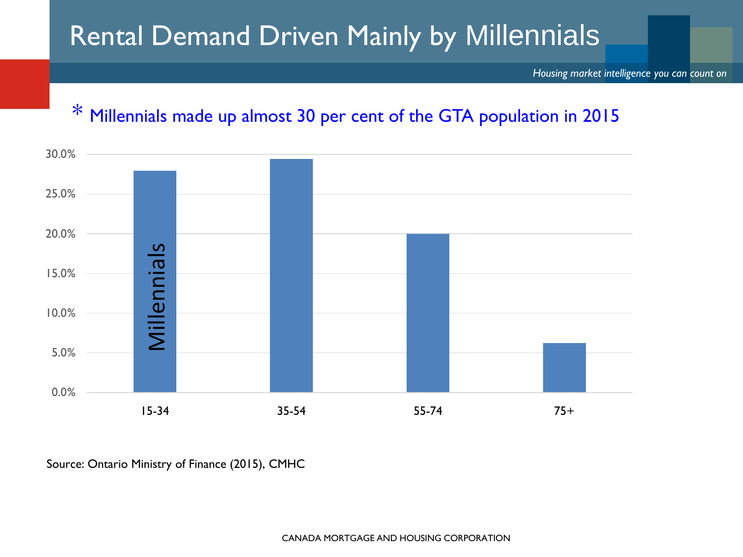# Rental Demand Driven Mainly by Millennials

*Housing market intelligence you can count on*

\* Millennials made up almost 30 per cent of the GTA population in 2015

| Age group | Share of population |
| --- | --- |
| 15-34 (Millennials) | ~28.0% |
| 35-54 | ~29.5% |
| 55-74 | ~20.0% |
| 75+ | ~6.2% |

Source: Ontario Ministry of Finance (2015), CMHC

CANADA MORTGAGE AND HOUSING CORPORATION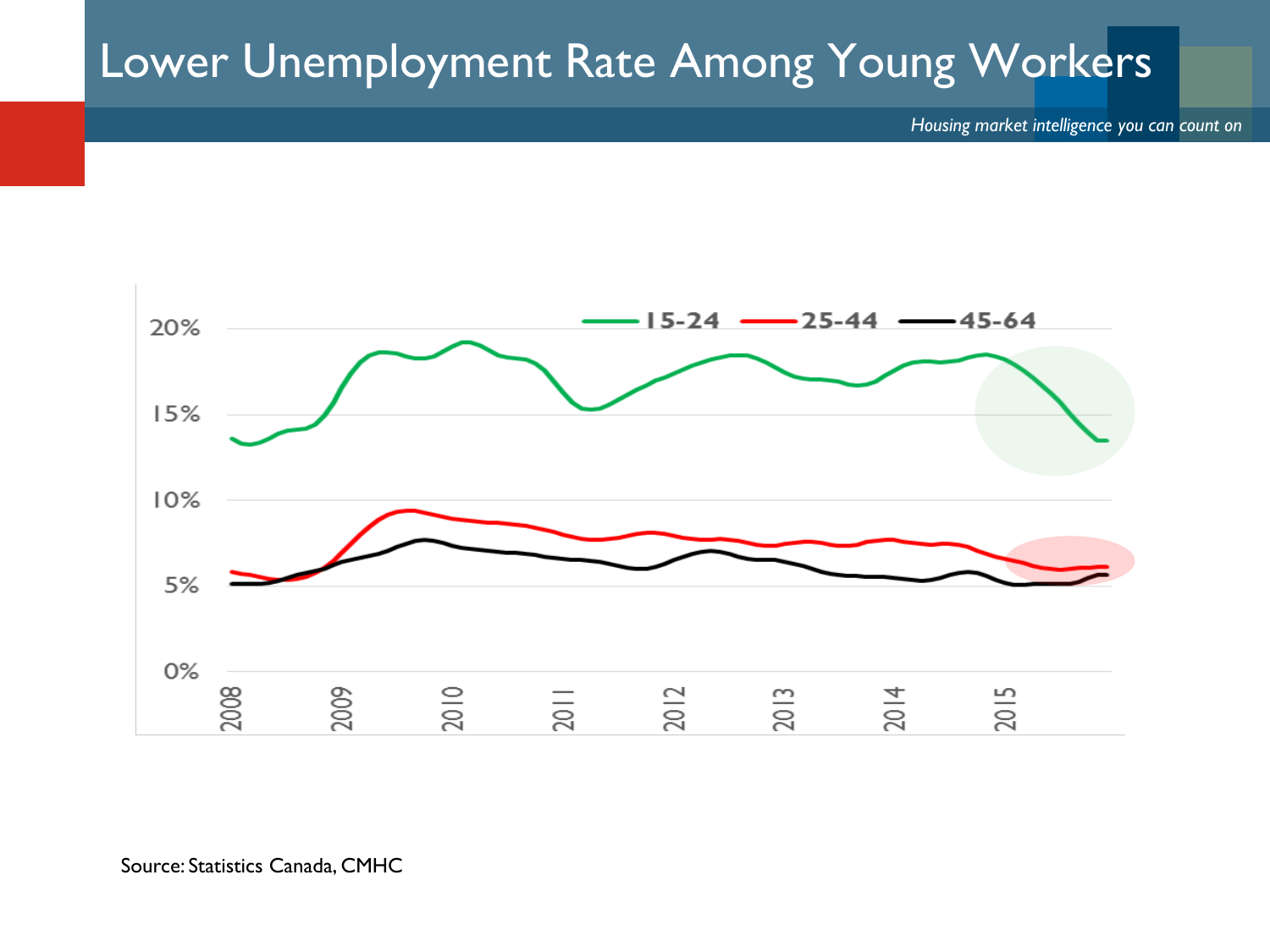# Lower Unemployment Rate Among Young Workers

*Housing market intelligence you can count on*

Source: Statistics Canada, CMHC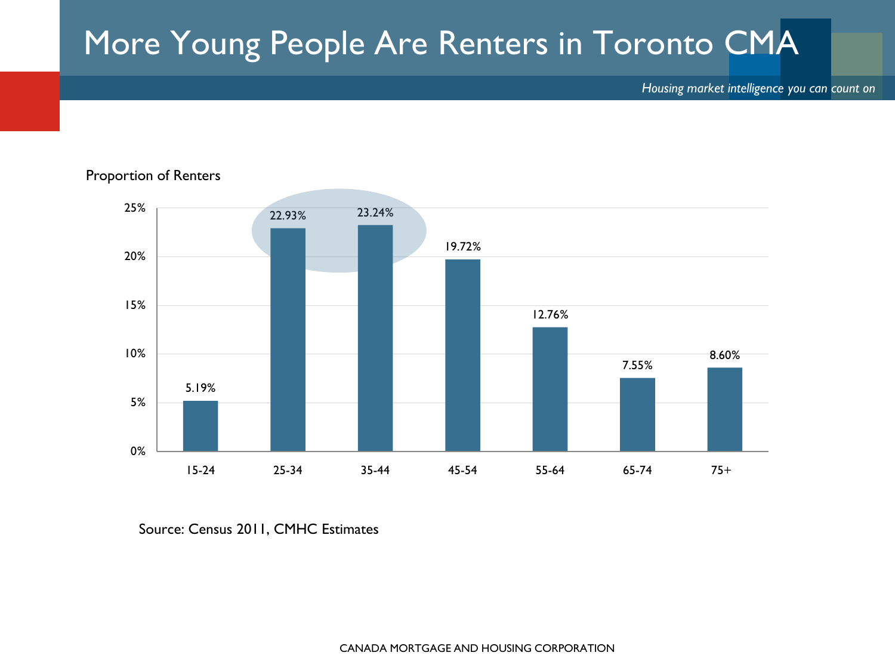# More Young People Are Renters in Toronto CMA

*Housing market intelligence you can count on*

Proportion of Renters

| Age group | Proportion of Renters |
| --- | --- |
| 15-24 | 5.19% |
| 25-34 | 22.93% |
| 35-44 | 23.24% |
| 45-54 | 19.72% |
| 55-64 | 12.76% |
| 65-74 | 7.55% |
| 75+ | 8.60% |

Source: Census 2011, CMHC Estimates

CANADA MORTGAGE AND HOUSING CORPORATION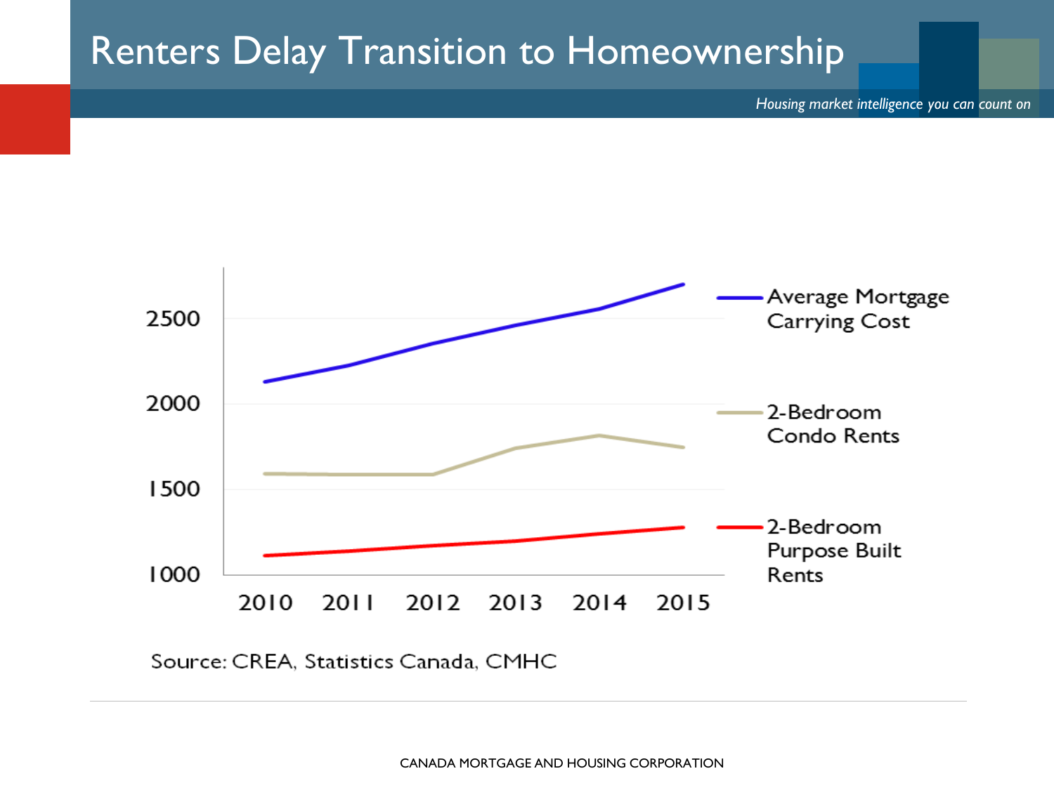# Renters Delay Transition to Homeownership

*Housing market intelligence you can count on*

| Year | Average Mortgage Carrying Cost | 2-Bedroom Condo Rents | 2-Bedroom Purpose Built Rents |
|---|---|---|---|
| 2010 | | | |
| 2011 | | | |
| 2012 | | | |
| 2013 | | | |
| 2014 | | | |
| 2015 | | | |

Y-axis: 1000, 1500, 2000, 2500

Source: CREA, Statistics Canada, CMHC

CANADA MORTGAGE AND HOUSING CORPORATION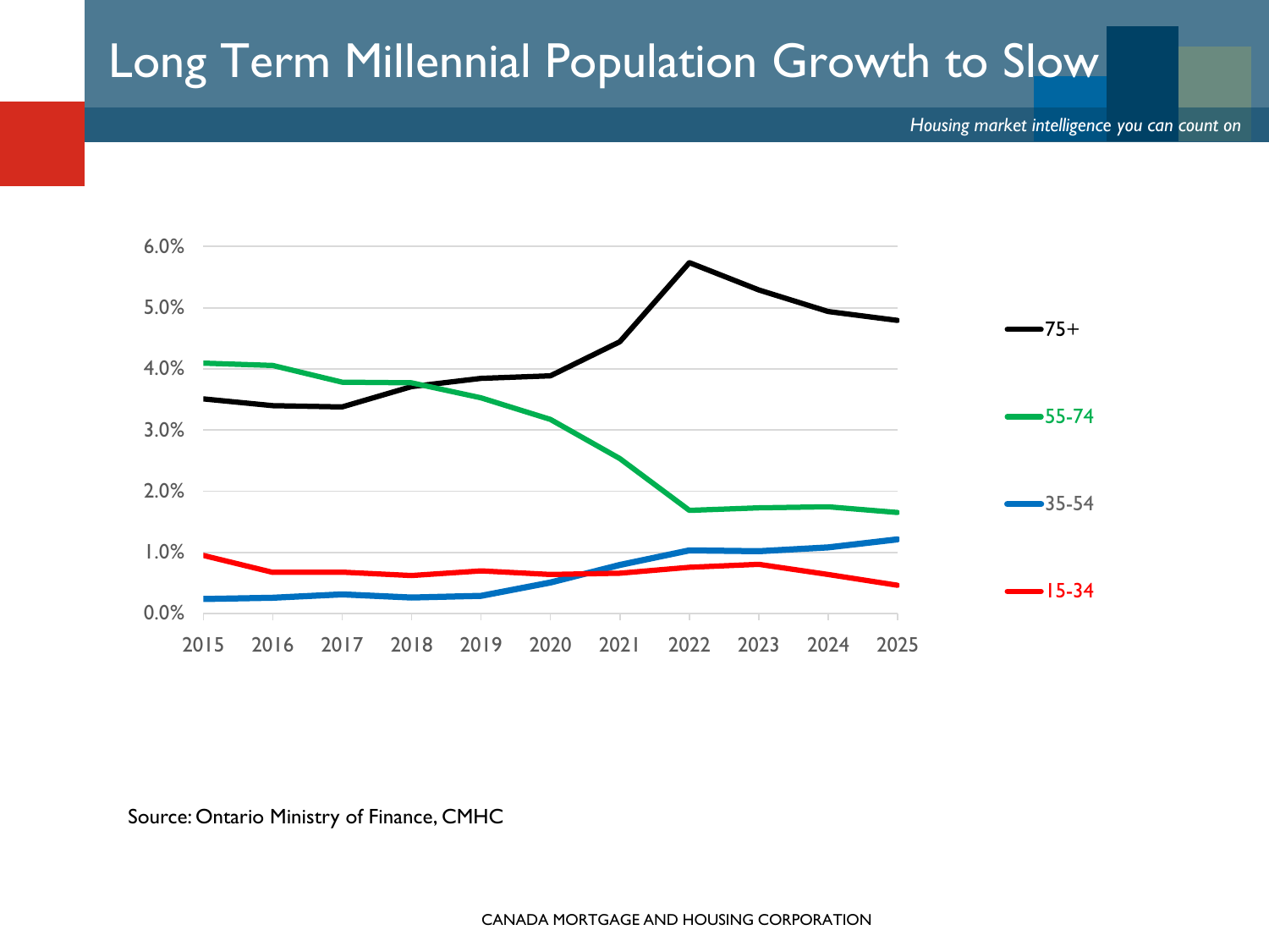# Long Term Millennial Population Growth to Slow

*Housing market intelligence you can count on*

Source: Ontario Ministry of Finance, CMHC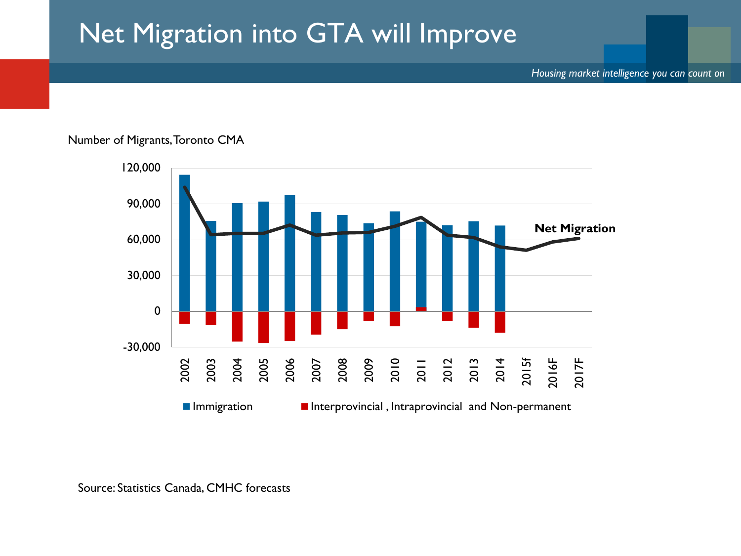# Net Migration into GTA will Improve

Number of Migrants, Toronto CMA

Net Migration

■ Immigration ■ Interprovincial , Intraprovincial and Non-permanent

Source: Statistics Canada, CMHC forecasts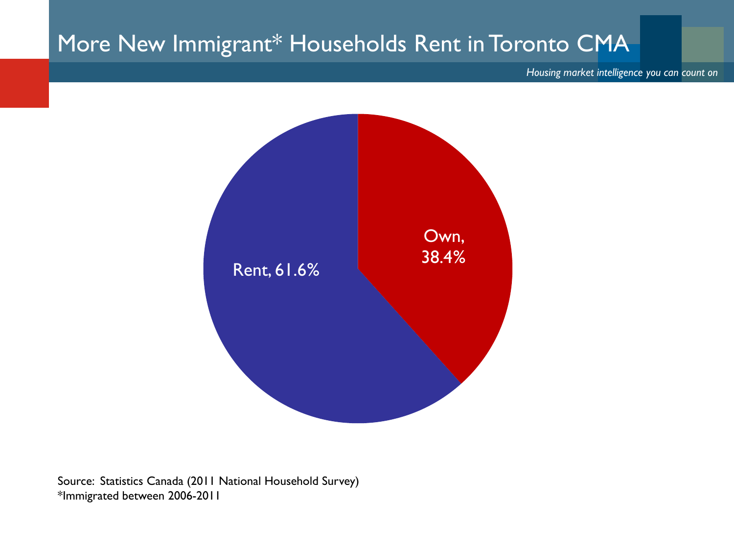# More New Immigrant* Households Rent in Toronto CMA

*Housing market intelligence you can count on*

Own, 38.4%

Rent, 61.6%

Source: Statistics Canada (2011 National Household Survey)
*Immigrated between 2006-2011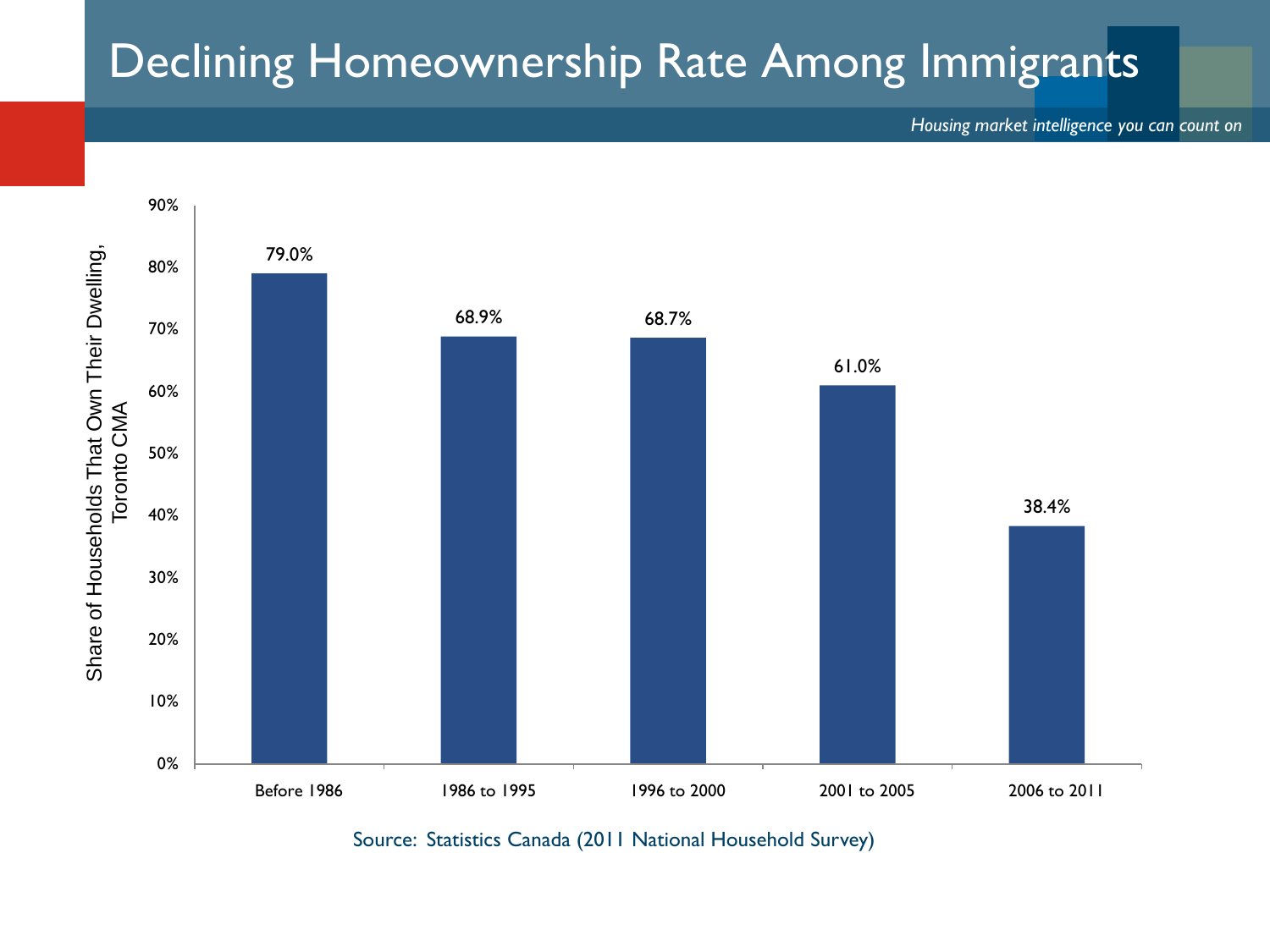# Declining Homeownership Rate Among Immigrants

*Housing market intelligence you can count on*

| Period of Immigration | Share of Households That Own Their Dwelling, Toronto CMA |
|---|---|
| Before 1986 | 79.0% |
| 1986 to 1995 | 68.9% |
| 1996 to 2000 | 68.7% |
| 2001 to 2005 | 61.0% |
| 2006 to 2011 | 38.4% |

Source: Statistics Canada (2011 National Household Survey)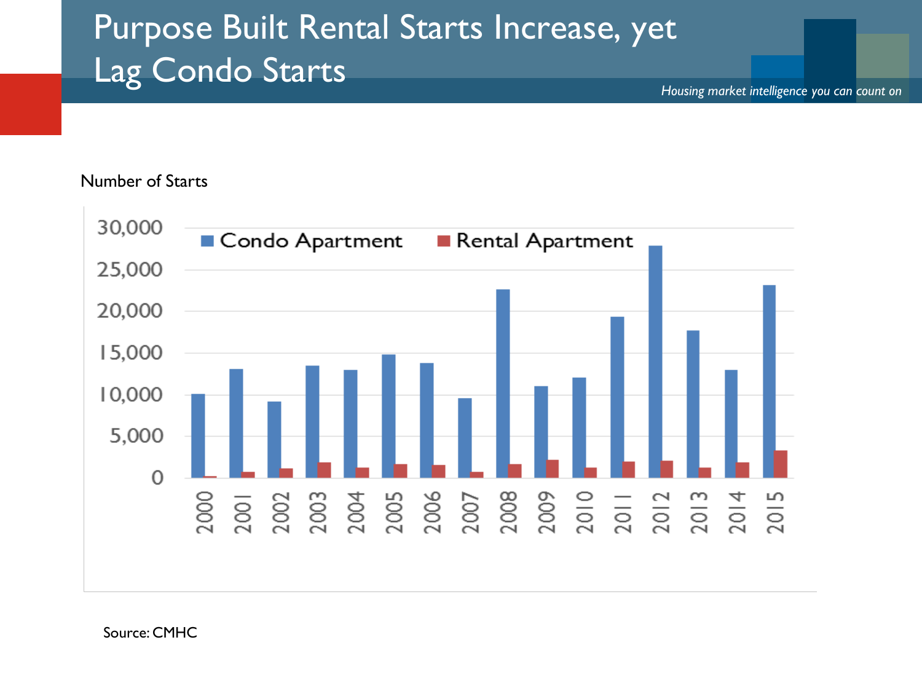# Purpose Built Rental Starts Increase, yet Lag Condo Starts

*Housing market intelligence you can count on*

Number of Starts

Source: CMHC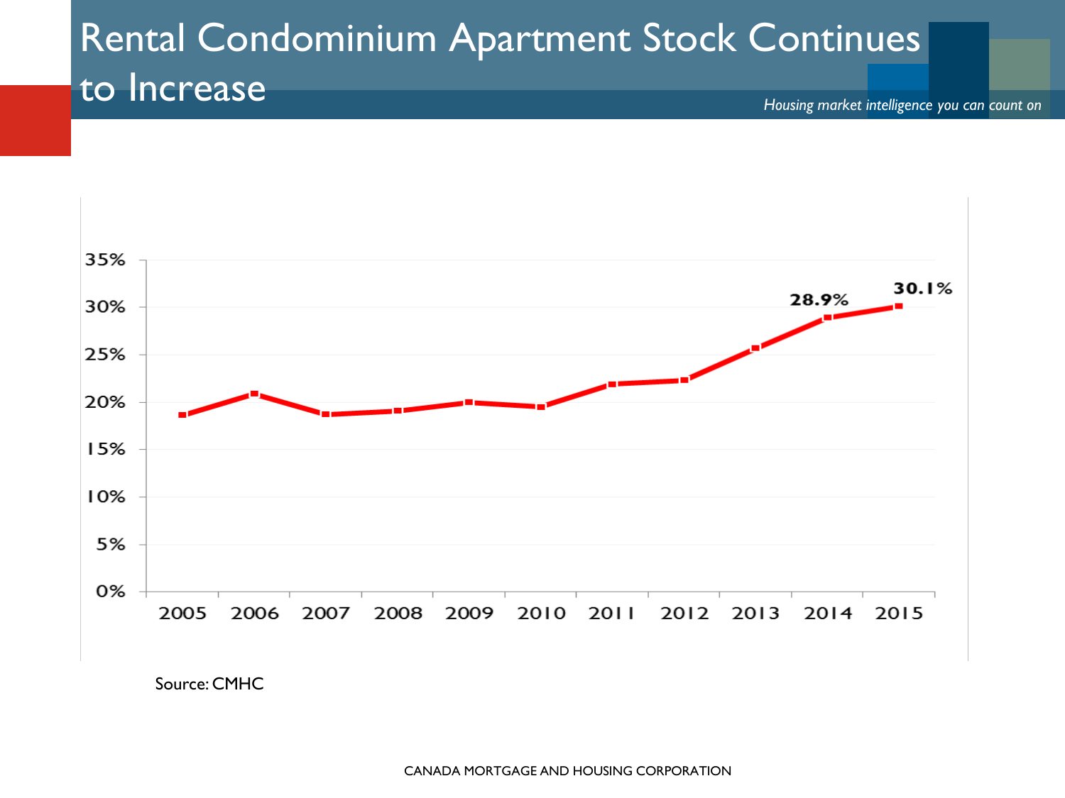# Rental Condominium Apartment Stock Continues to Increase

*Housing market intelligence you can count on*

| Year | Value |
|---|---|
| 2005 | |
| 2006 | |
| 2007 | |
| 2008 | |
| 2009 | |
| 2010 | |
| 2011 | |
| 2012 | |
| 2013 | |
| 2014 | 28.9% |
| 2015 | 30.1% |

Source: CMHC

CANADA MORTGAGE AND HOUSING CORPORATION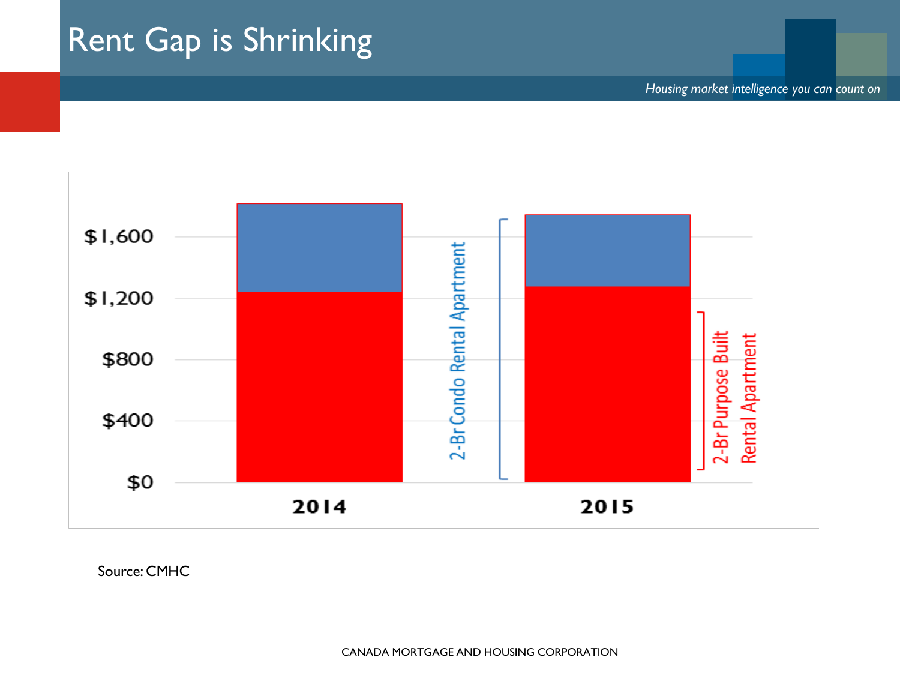# Rent Gap is Shrinking

*Housing market intelligence you can count on*

$1,600
$1,200
$800
$400
$0

2014
2015

2-Br Condo Rental Apartment

2-Br Purpose Built Rental Apartment

Source: CMHC

CANADA MORTGAGE AND HOUSING CORPORATION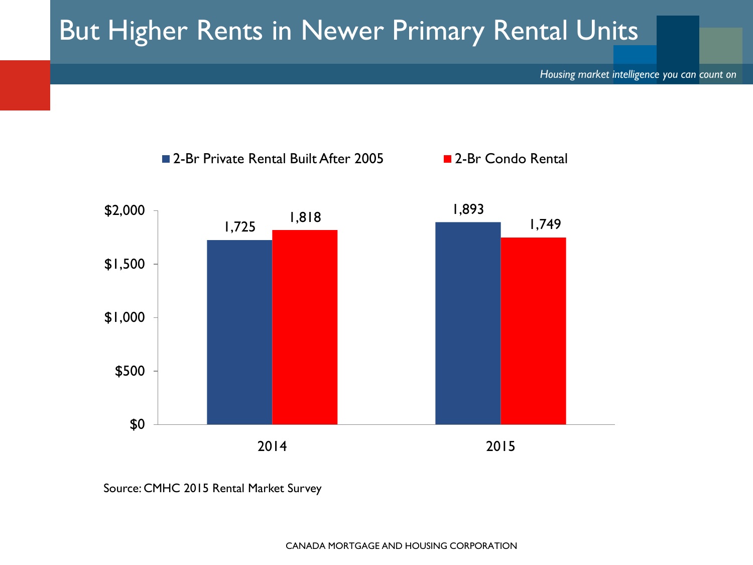# But Higher Rents in Newer Primary Rental Units

| | 2-Br Private Rental Built After 2005 | 2-Br Condo Rental |
|---|---|---|
| 2014 | 1,725 | 1,818 |
| 2015 | 1,893 | 1,749 |

Source: CMHC 2015 Rental Market Survey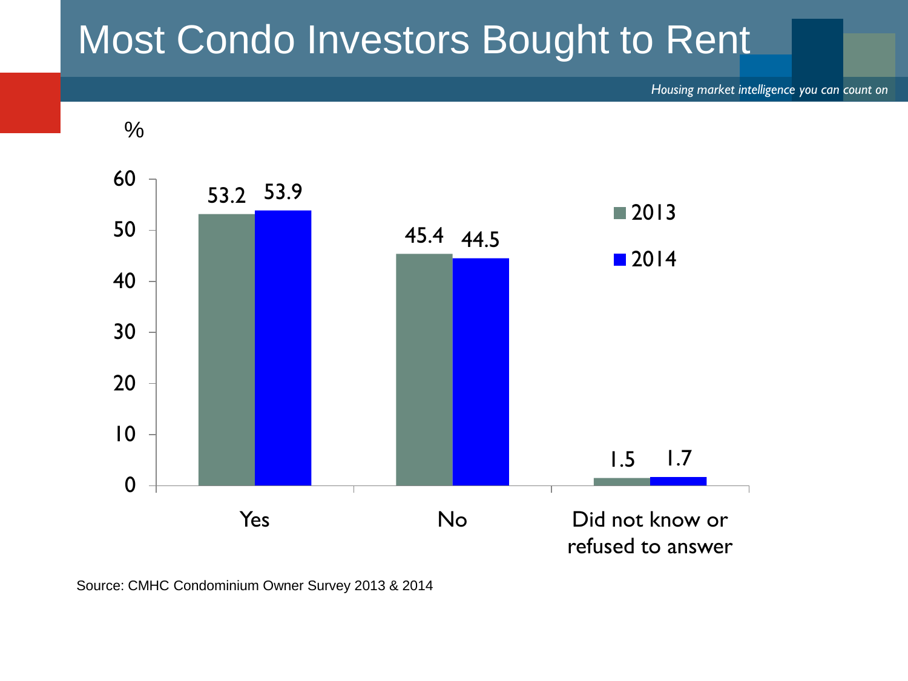# Most Condo Investors Bought to Rent

*Housing market intelligence you can count on*

%

| | 2013 | 2014 |
|---|---|---|
| Yes | 53.2 | 53.9 |
| No | 45.4 | 44.5 |
| Did not know or refused to answer | 1.5 | 1.7 |

Source: CMHC Condominium Owner Survey 2013 & 2014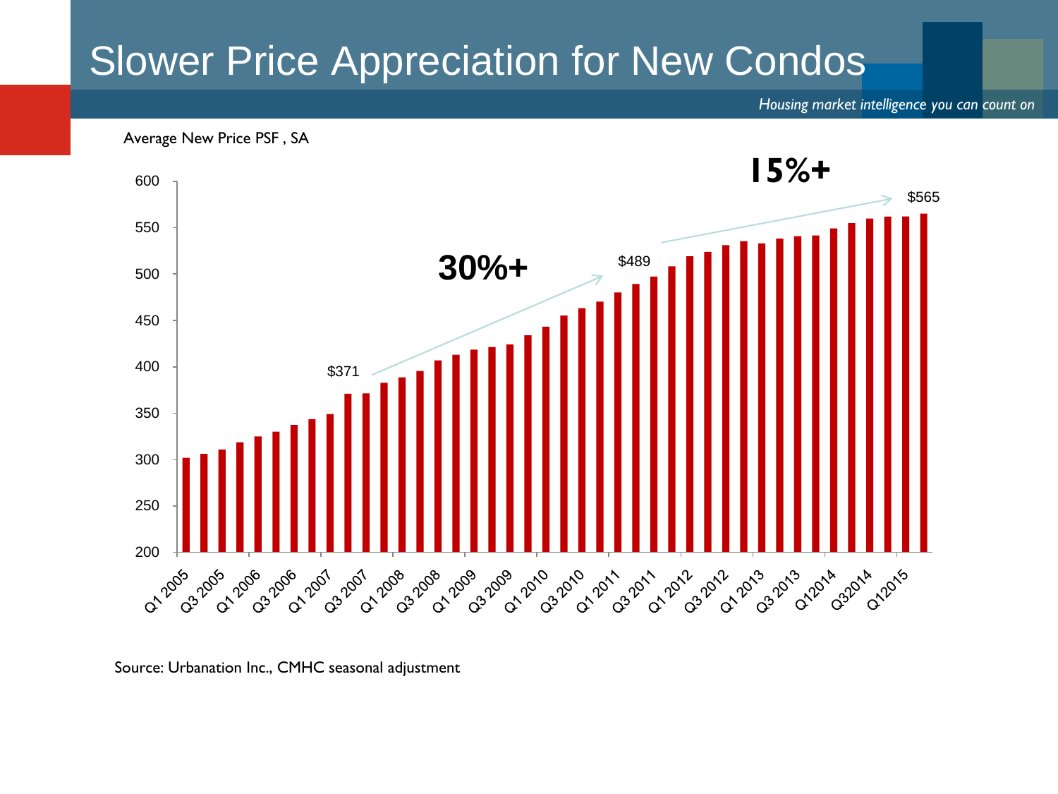# Slower Price Appreciation for New Condos

*Housing market intelligence you can count on*

Average New Price PSF , SA

30%+

15%+

$371

$489

$565

Source: Urbanation Inc., CMHC seasonal adjustment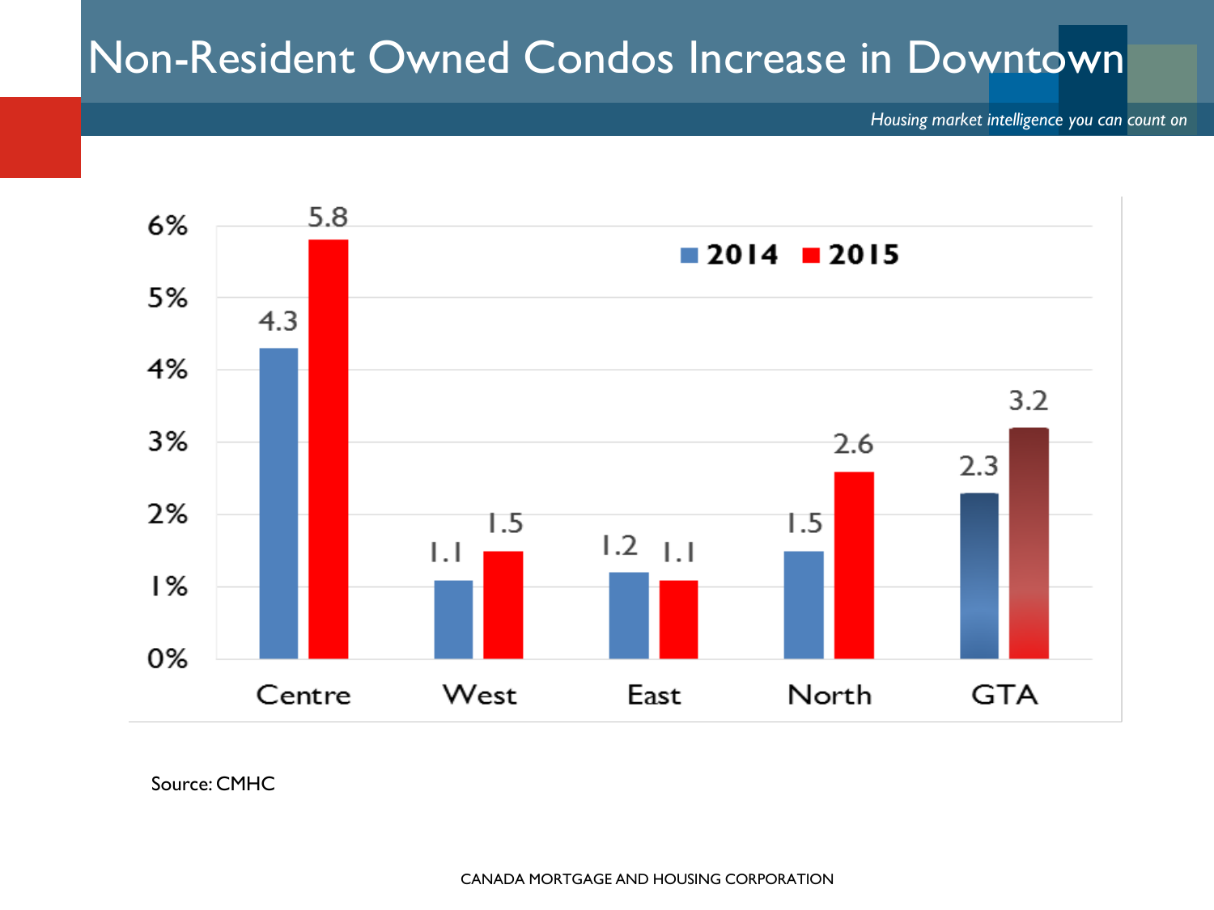# Non-Resident Owned Condos Increase in Downtown

*Housing market intelligence you can count on*

| | 2014 | 2015 |
|---|---|---|
| Centre | 4.3 | 5.8 |
| West | 1.1 | 1.5 |
| East | 1.2 | 1.1 |
| North | 1.5 | 2.6 |
| GTA | 2.3 | 3.2 |

Source: CMHC

CANADA MORTGAGE AND HOUSING CORPORATION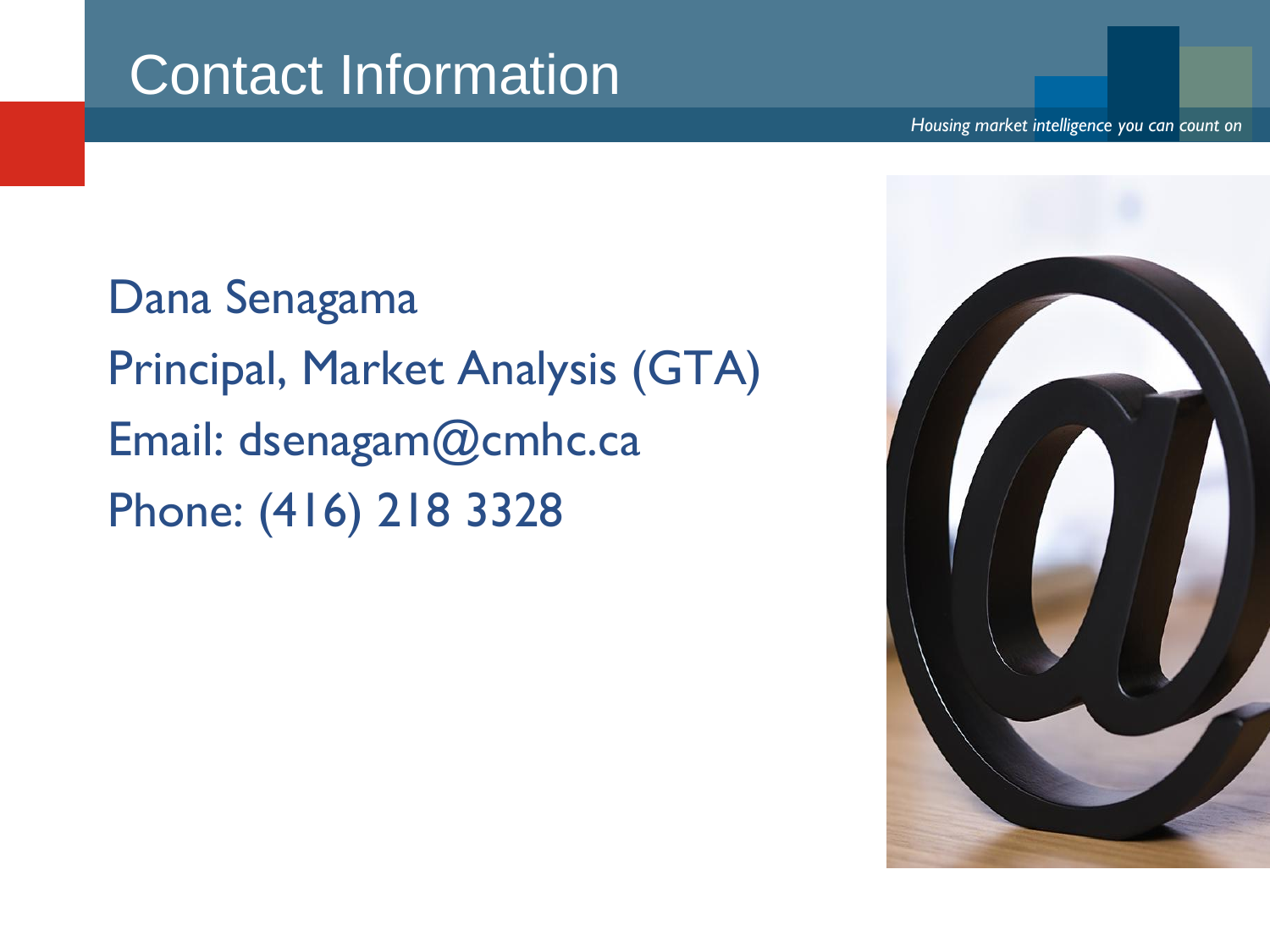# Contact Information

Dana Senagama

Principal, Market Analysis (GTA)

Email: dsenagam@cmhc.ca

Phone: (416) 218 3328